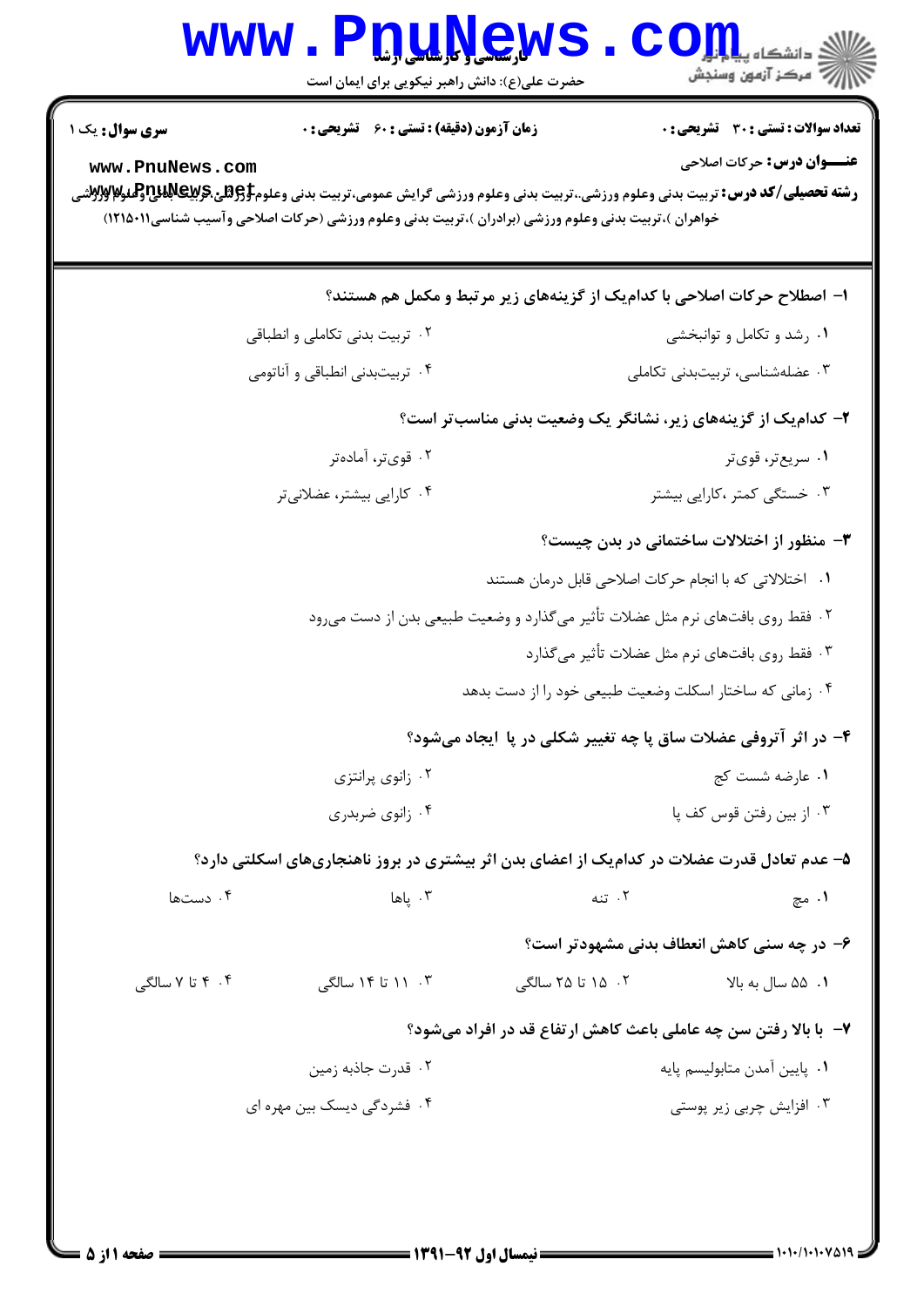**سری سوال:** یک ۱

**زمان آزمون (دقیقه) : تستی : ۶۰ تشریحی : ۰**

**تعداد سوالات : تستی : ۳۰ تشریحی : ۰**

**عنـــوان درس:** حرکات اصلاحی

**رشته تحصیلی/کد درس:** تربیت بدنی وعلوم ورزشی،.تربیت بدنی وعلوم ورزشی گرایش عمومی،تربیت بدنی وعلوم ورزشی(تربیت بدنی وعلوم ورزشی خواهران )،تربیت بدنی وعلوم ورزشی (برادران )،تربیت بدنی وعلوم ورزشی (حرکات اصلاحی وآسیب شناسی)۱۲۱۵۰۱۱

۱- اصطلاح حرکات اصلاحی با کدام‌یک از گزینه‌های زیر مرتبط و مکمل هم هستند؟

۱. رشد و تکامل و توانبخشی

۲. تربیت بدنی تکاملی و انطباقی

۳. عضله‌شناسی، تربیت‌بدنی تکاملی

۴. تربیت‌بدنی انطباقی و آناتومی

۲- کدام‌یک از گزینه‌های زیر، نشانگر یک وضعیت بدنی مناسب‌تر است؟

۱. سریع‌تر، قوی‌تر

۲. قوی‌تر، آماده‌تر

۳. خستگی کمتر ،کارایی بیشتر

۴. کارایی بیشتر، عضلانی‌تر

۳- منظور از اختلالات ساختمانی در بدن چیست؟

۱. اختلالاتی که با انجام حرکات اصلاحی قابل درمان هستند

۲. فقط روی بافت‌های نرم مثل عضلات تأثیر می‌گذارد و وضعیت طبیعی بدن از دست می‌رود

۳. فقط روی بافت‌های نرم مثل عضلات تأثیر می‌گذارد

۴. زمانی که ساختار اسکلت وضعیت طبیعی خود را از دست بدهد

۴- در اثر آتروفی عضلات ساق پا چه تغییر شکلی در پا ایجاد می‌شود؟

۱. عارضه شست کج

۲. زانوی پرانتزی

۳. از بین رفتن قوس کف پا

۴. زانوی ضربدری

۵- عدم تعادل قدرت عضلات در کدام‌یک از اعضای بدن اثر بیشتری در بروز ناهنجاری‌های اسکلتی دارد؟

۱. مچ

۲. تنه

۳. پاها

۴. دست‌ها

۶- در چه سنی کاهش انعطاف بدنی مشهودتر است؟

۱. ۵۵ سال به بالا

۲. ۱۵ تا ۲۵ سالگی

۳. ۱۱ تا ۱۴ سالگی

۴. ۴ تا ۷ سالگی

۷- با بالا رفتن سن چه عاملی باعث کاهش ارتفاع قد در افراد می‌شود؟

۱. پایین آمدن متابولیسم پایه

۲. قدرت جاذبه زمین

۳. افزایش چربی زیر پوستی

۴. فشردگی دیسک بین مهره ای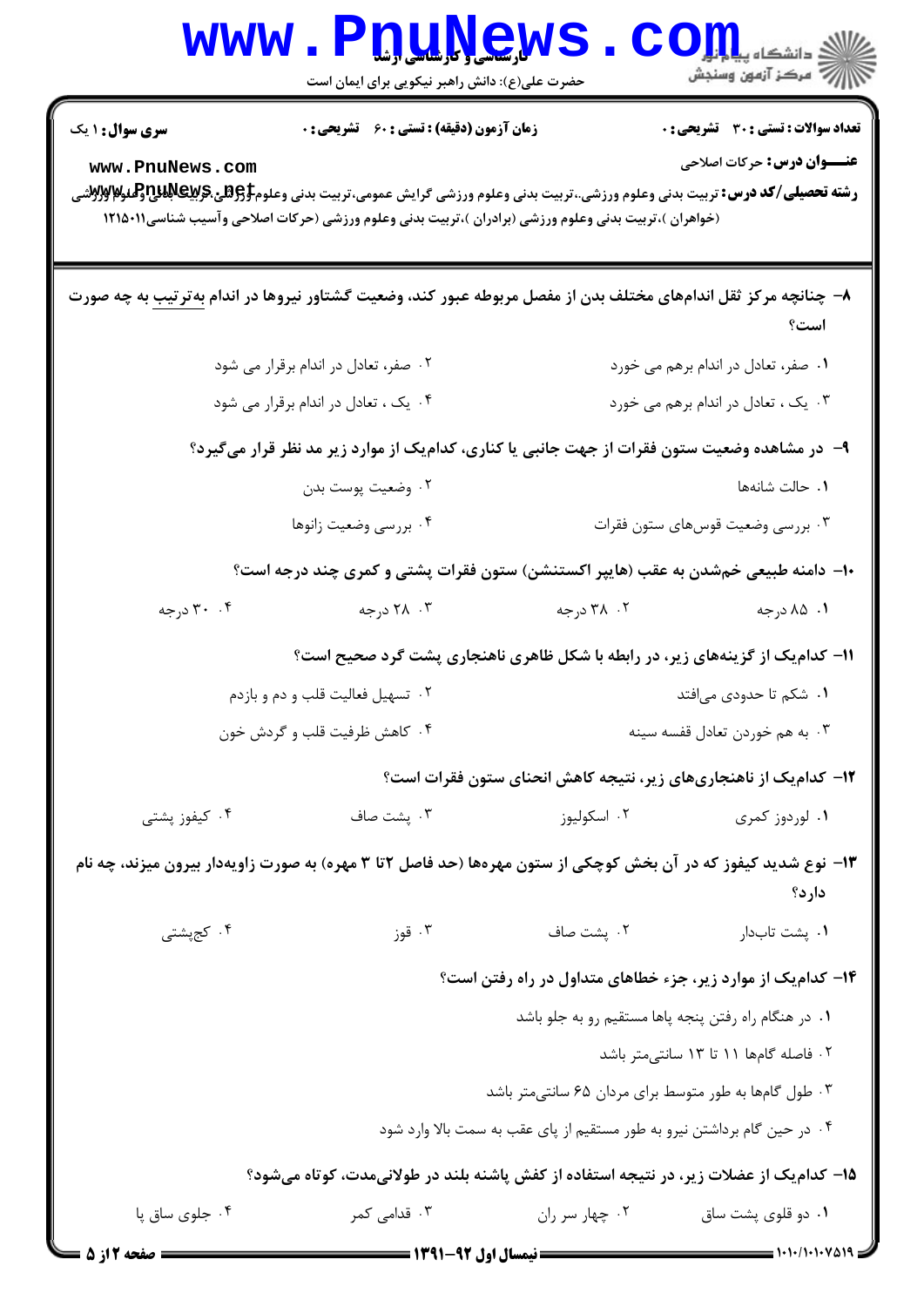**سری سوال:** ۱ یک

**زمان آزمون (دقیقه) : تستی : ۶۰ تشریحی : ۰**

**تعداد سوالات : تستی : ۳۰ تشریحی : ۰**

**عنـــوان درس:** حرکات اصلاحی

**رشته تحصیلی/کد درس:** تربیت بدنی وعلوم ورزشی،.تربیت بدنی وعلوم ورزشی گرایش عمومی،تربیت بدنی وعلوم ورزشی-تربیت بدنی وعلوم ورزشی (خواهران )،تربیت بدنی وعلوم ورزشی (برادران )،تربیت بدنی وعلوم ورزشی (حرکات اصلاحی وآسیب شناسی۱۲۱۵۰۱۱

۸- چنانچه مرکز ثقل اندام‌های مختلف بدن از مفصل مربوطه عبور کند، وضعیت گشتاور نیروها در اندام به‌ترتیب به چه صورت است؟

۱. صفر، تعادل در اندام برهم می خورد

۲. صفر، تعادل در اندام برقرار می شود

۳. یک ، تعادل در اندام برهم می خورد

۴. یک ، تعادل در اندام برقرار می شود

۹- در مشاهده وضعیت ستون فقرات از جهت جانبی یا کناری، کدام‌یک از موارد زیر مد نظر قرار می‌گیرد؟

۱. حالت شانه‌ها

۲. وضعیت پوست بدن

۳. بررسی وضعیت قوس‌های ستون فقرات

۴. بررسی وضعیت زانوها

۱۰- دامنه طبیعی خم‌شدن به عقب (هایپر اکستنشن) ستون فقرات پشتی و کمری چند درجه است؟

۱. ۸۵ درجه

۲. ۳۸ درجه

۳. ۲۸ درجه

۴. ۳۰ درجه

۱۱- کدام‌یک از گزینه‌های زیر، در رابطه با شکل ظاهری ناهنجاری پشت گرد صحیح است؟

۱. شکم تا حدودی می‌افتد

۲. تسهیل فعالیت قلب و دم و بازدم

۳. به هم خوردن تعادل قفسه سینه

۴. کاهش ظرفیت قلب و گردش خون

۱۲- کدام‌یک از ناهنجاری‌های زیر، نتیجه کاهش انحنای ستون فقرات است؟

۱. لوردوز کمری

۲. اسکولیوز

۳. پشت صاف

۴. کیفوز پشتی

۱۳- نوع شدید کیفوز که در آن بخش کوچکی از ستون مهره‌ها (حد فاصل ۲تا ۳ مهره) به صورت زاویه‌دار بیرون میزند، چه نام دارد؟

۱. پشت تاب‌دار

۲. پشت صاف

۳. قوز

۴. کج‌پشتی

۱۴- کدام‌یک از موارد زیر، جزء خطاهای متداول در راه رفتن است؟

۱. در هنگام راه رفتن پنجه پاها مستقیم رو به جلو باشد

۲. فاصله گام‌ها ۱۱ تا ۱۳ سانتی‌متر باشد

۳. طول گام‌ها به طور متوسط برای مردان ۶۵ سانتی‌متر باشد

۴. در حین گام برداشتن نیرو به طور مستقیم از پای عقب به سمت بالا وارد شود

۱۵- کدام‌یک از عضلات زیر، در نتیجه استفاده از کفش پاشنه بلند در طولانی‌مدت، کوتاه می‌شود؟

۱. دو قلوی پشت ساق

۲. چهار سر ران

۳. قدامی کمر

۴. جلوی ساق پا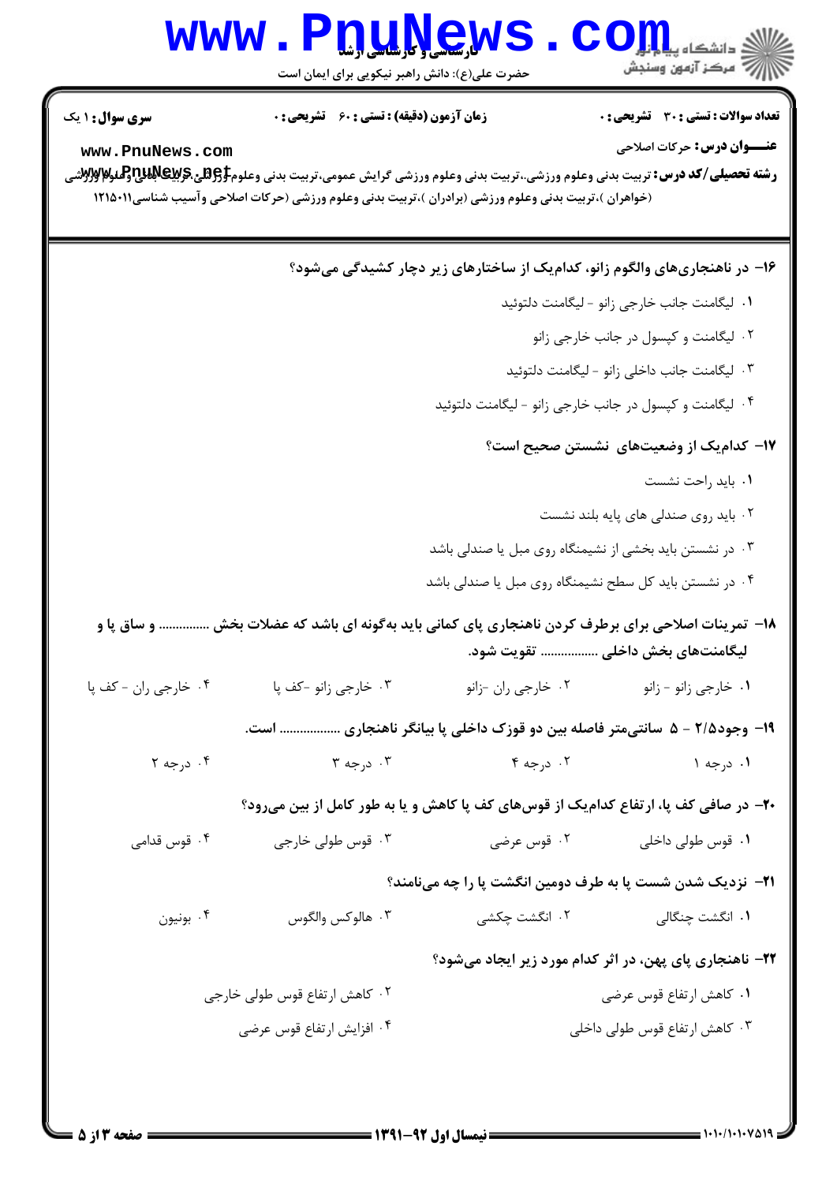**۱۶- در ناهنجاری‌های والگوم زانو، کدام‌یک از ساختارهای زیر دچار کشیدگی می‌شود؟**

۱. لیگامنت جانب خارجی زانو - لیگامنت دلتوئید

۲. لیگامنت و کپسول در جانب خارجی زانو

۳. لیگامنت جانب داخلی زانو - لیگامنت دلتوئید

۴. لیگامنت و کپسول در جانب خارجی زانو - لیگامنت دلتوئید

**۱۷- کدام‌یک از وضعیت‌های نشستن صحیح است؟**

۱. باید راحت نشست

۲. باید روی صندلی های پایه بلند نشست

۳. در نشستن باید بخشی از نشیمنگاه روی مبل یا صندلی باشد

۴. در نشستن باید کل سطح نشیمنگاه روی مبل یا صندلی باشد

**۱۸- تمرینات اصلاحی برای برطرف کردن ناهنجاری پای کمانی باید به‌گونه ای باشد که عضلات بخش ............... و ساق پا و لیگامنت‌های بخش داخلی ................ تقویت شود.**

۱. خارجی زانو - زانو

۲. خارجی ران -زانو

۳. خارجی زانو -کف پا

۴. خارجی ران - کف پا

**۱۹- وجود۲/۵ - ۵ سانتی‌متر فاصله بین دو قوزک داخلی پا بیانگر ناهنجاری ................. است.**

۱. درجه ۱

۲. درجه ۴

۳. درجه ۳

۴. درجه ۲

**۲۰- در صافی کف پا، ارتفاع کدام‌یک از قوس‌های کف پا کاهش و یا به طور کامل از بین می‌رود؟**

۱. قوس طولی داخلی

۲. قوس عرضی

۳. قوس طولی خارجی

۴. قوس قدامی

**۲۱- نزدیک شدن شست پا به طرف دومین انگشت پا را چه می‌نامند؟**

۱. انگشت چنگالی

۲. انگشت چکشی

۳. هالوکس والگوس

۴. بونیون

**۲۲- ناهنجاری پای پهن، در اثر کدام مورد زیر ایجاد می‌شود؟**

۱. کاهش ارتفاع قوس عرضی

۲. کاهش ارتفاع قوس طولی خارجی

۳. کاهش ارتفاع قوس طولی داخلی

۴. افزایش ارتفاع قوس عرضی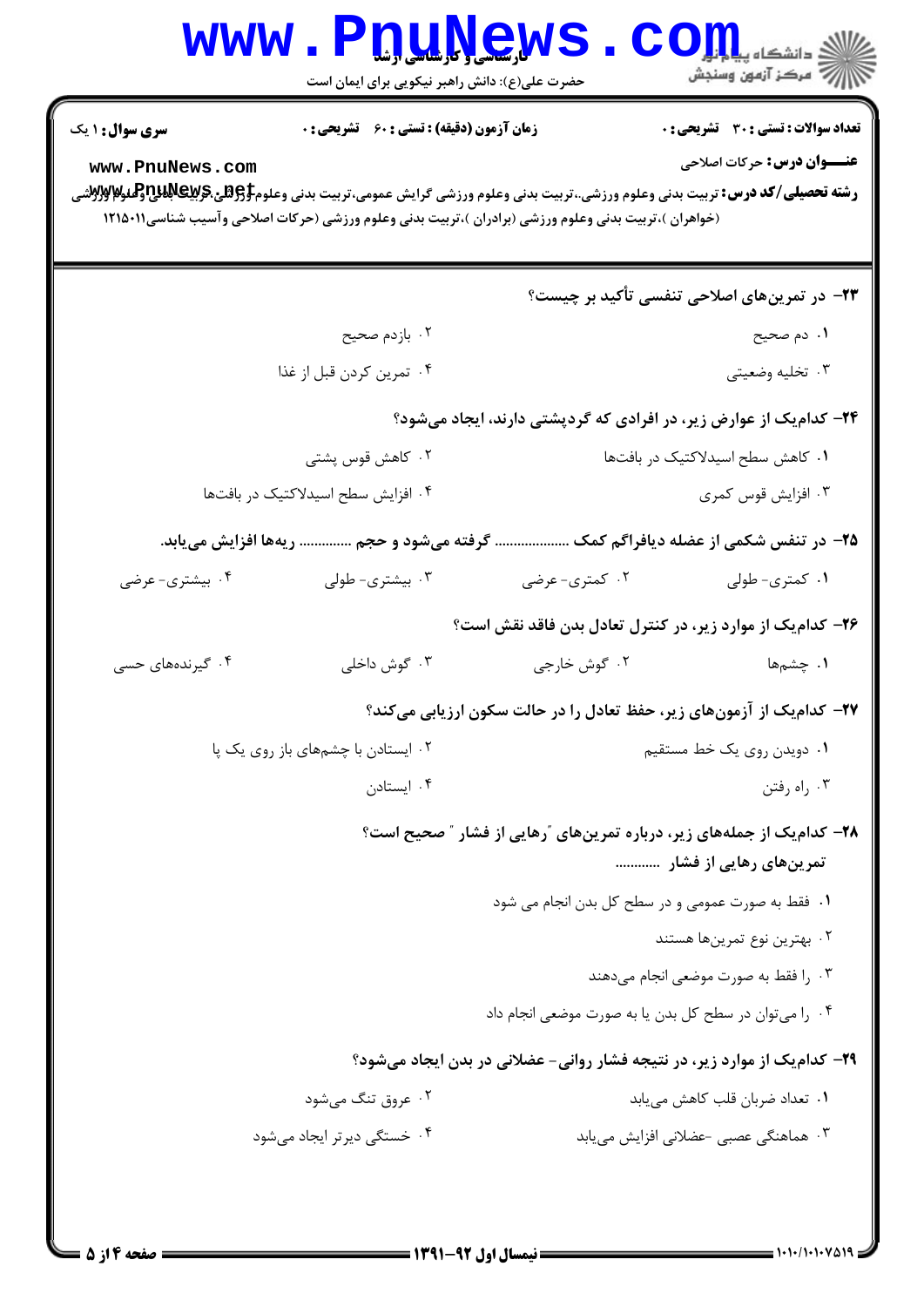**سری سوال:** ۱ یک

**زمان آزمون (دقیقه) : تستی :** ۶۰ **تشریحی :** ۰

**تعداد سوالات : تستی :** ۳۰ **تشریحی :** ۰

**عنـــوان درس:** حرکات اصلاحی

**رشته تحصیلی/کد درس:** تربیت بدنی وعلوم ورزشی،،تربیت بدنی وعلوم ورزشی گرایش عمومی،تربیت بدنی وعلوم ورزشی،تربیت بدنی وعلوم ورزشی (خواهران )،تربیت بدنی وعلوم ورزشی (برادران )،تربیت بدنی وعلوم ورزشی (حرکات اصلاحی وآسیب شناسی۱۲۱۵۰۱۱

**۲۳- در تمرین‌های اصلاحی تنفسی تأکید بر چیست؟**

۱. دم صحیح

۲. بازدم صحیح

۳. تخلیه وضعیتی

۴. تمرین کردن قبل از غذا

**۲۴- کدام‌یک از عوارض زیر، در افرادی که گردپشتی دارند، ایجاد می‌شود؟**

۱. کاهش سطح اسیدلاکتیک در بافتها

۲. کاهش قوس پشتی

۳. افزایش قوس کمری

۴. افزایش سطح اسیدلاکتیک در بافتها

**۲۵- در تنفس شکمی از عضله دیافراگم کمک ................... گرفته می‌شود و حجم ............. ریه‌ها افزایش می‌یابد.**

۱. کمتری- طولی

۲. کمتری- عرضی

۳. بیشتری- طولی

۴. بیشتری- عرضی

**۲۶- کدام‌یک از موارد زیر، در کنترل تعادل بدن فاقد نقش است؟**

۱. چشم‌ها

۲. گوش خارجی

۳. گوش داخلی

۴. گیرنده‌های حسی

**۲۷- کدام‌یک از آزمون‌های زیر، حفظ تعادل را در حالت سکون ارزیابی می‌کند؟**

۱. دویدن روی یک خط مستقیم

۲. ایستادن با چشم‌های باز روی یک پا

۳. راه رفتن

۴. ایستادن

**۲۸- کدام‌یک از جمله‌های زیر، درباره تمرین‌های "رهایی از فشار " صحیح است؟**
**تمرین‌های رهایی از فشار ............**

۱. فقط به صورت عمومی و در سطح کل بدن انجام می شود

۲. بهترین نوع تمرین‌ها هستند

۳. را فقط به صورت موضعی انجام می‌دهند

۴. را می‌توان در سطح کل بدن یا به صورت موضعی انجام داد

**۲۹- کدام‌یک از موارد زیر، در نتیجه فشار روانی- عضلانی در بدن ایجاد می‌شود؟**

۱. تعداد ضربان قلب کاهش می‌یابد

۲. عروق تنگ می‌شود

۳. هماهنگی عصبی -عضلانی افزایش می‌یابد

۴. خستگی دیرتر ایجاد می‌شود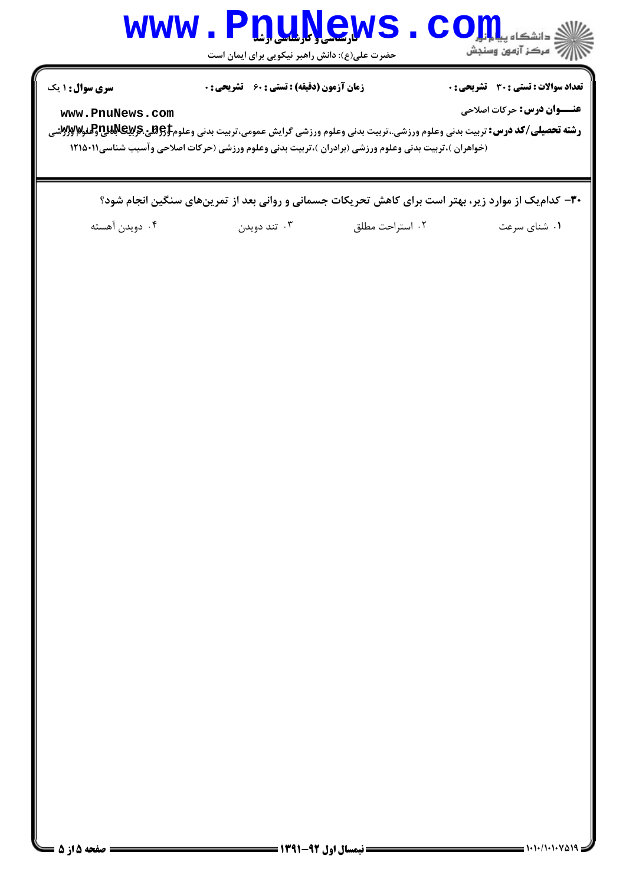**سری سوال:** ۱ یک

**زمان آزمون (دقیقه) : تستی : ۶۰ تشریحی : ۰**

**تعداد سوالات : تستی : ۳۰ تشریحی : ۰**

**عنـــوان درس:** حرکات اصلاحی

**رشته تحصیلی/کد درس:** تربیت بدنی وعلوم ورزشی،،تربیت بدنی وعلوم ورزشی گرایش عمومی،تربیت بدنی وعلوم ورزشی،تربیت بدنی وعلوم ورزشی (خواهران )،تربیت بدنی وعلوم ورزشی (برادران )،تربیت بدنی وعلوم ورزشی (حرکات اصلاحی وآسیب شناسی۱۲۱۵۰۱۱

**۳۰- کدام‌یک از موارد زیر، بهتر است برای کاهش تحریکات جسمانی و روانی بعد از تمرین‌های سنگین انجام شود؟**

۱. شنای سرعت

۲. استراحت مطلق

۳. تند دویدن

۴. دویدن آهسته